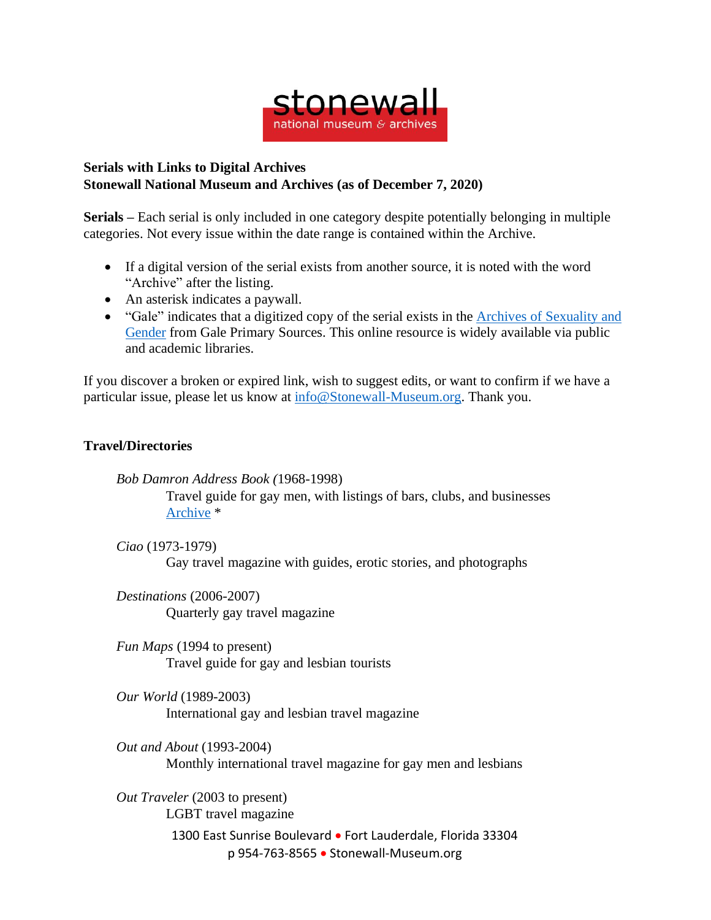**Serials with Links to Digital Archives**
**Stonewall National Museum and Archives (as of December 7, 2020)**

**Serials –** Each serial is only included in one category despite potentially belonging in multiple categories. Not every issue within the date range is contained within the Archive.

- If a digital version of the serial exists from another source, it is noted with the word "Archive" after the listing.
- An asterisk indicates a paywall.
- "Gale" indicates that a digitized copy of the serial exists in the Archives of Sexuality and Gender from Gale Primary Sources. This online resource is widely available via public and academic libraries.

If you discover a broken or expired link, wish to suggest edits, or want to confirm if we have a particular issue, please let us know at info@Stonewall-Museum.org. Thank you.

## Travel/Directories

*Bob Damron Address Book (*1968-1998)
Travel guide for gay men, with listings of bars, clubs, and businesses
Archive *

*Ciao* (1973-1979)
Gay travel magazine with guides, erotic stories, and photographs

*Destinations* (2006-2007)
Quarterly gay travel magazine

*Fun Maps* (1994 to present)
Travel guide for gay and lesbian tourists

*Our World* (1989-2003)
International gay and lesbian travel magazine

*Out and About* (1993-2004)
Monthly international travel magazine for gay men and lesbians

*Out Traveler* (2003 to present)
LGBT travel magazine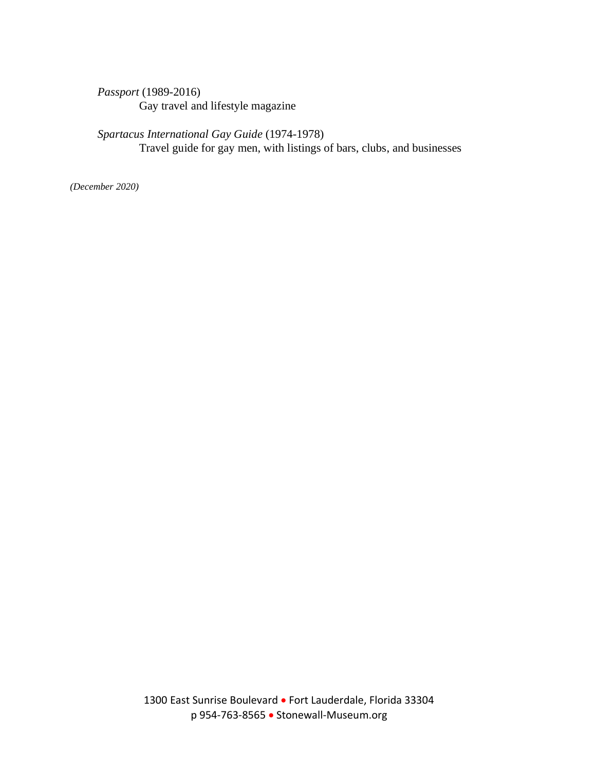*Passport* (1989-2016)
Gay travel and lifestyle magazine

*Spartacus International Gay Guide* (1974-1978)
Travel guide for gay men, with listings of bars, clubs, and businesses

*(December 2020)*

1300 East Sunrise Boulevard • Fort Lauderdale, Florida 33304
p 954-763-8565 • Stonewall-Museum.org